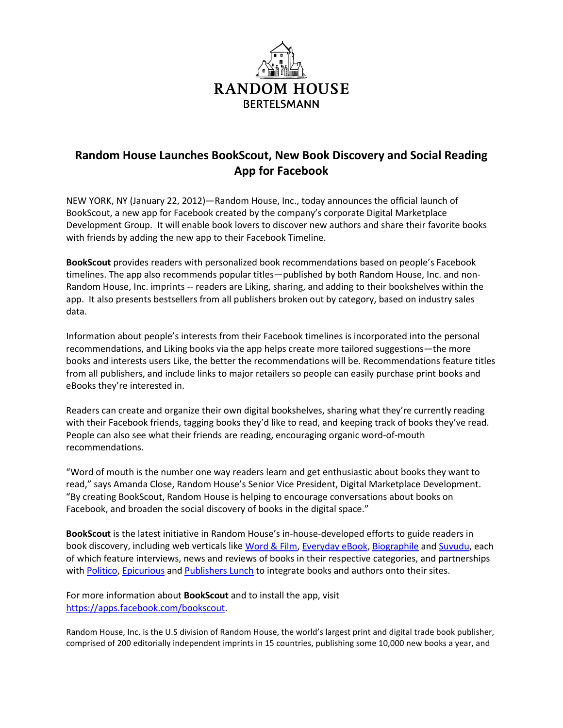RANDOM HOUSE
BERTELSMANN

# Random House Launches BookScout, New Book Discovery and Social Reading App for Facebook

NEW YORK, NY (January 22, 2012)—Random House, Inc., today announces the official launch of BookScout, a new app for Facebook created by the company's corporate Digital Marketplace Development Group. It will enable book lovers to discover new authors and share their favorite books with friends by adding the new app to their Facebook Timeline.

**BookScout** provides readers with personalized book recommendations based on people's Facebook timelines. The app also recommends popular titles—published by both Random House, Inc. and non-Random House, Inc. imprints -- readers are Liking, sharing, and adding to their bookshelves within the app. It also presents bestsellers from all publishers broken out by category, based on industry sales data.

Information about people's interests from their Facebook timelines is incorporated into the personal recommendations, and Liking books via the app helps create more tailored suggestions—the more books and interests users Like, the better the recommendations will be. Recommendations feature titles from all publishers, and include links to major retailers so people can easily purchase print books and eBooks they're interested in.

Readers can create and organize their own digital bookshelves, sharing what they're currently reading with their Facebook friends, tagging books they'd like to read, and keeping track of books they've read. People can also see what their friends are reading, encouraging organic word-of-mouth recommendations.

"Word of mouth is the number one way readers learn and get enthusiastic about books they want to read," says Amanda Close, Random House's Senior Vice President, Digital Marketplace Development. "By creating BookScout, Random House is helping to encourage conversations about books on Facebook, and broaden the social discovery of books in the digital space."

**BookScout** is the latest initiative in Random House's in-house-developed efforts to guide readers in book discovery, including web verticals like Word & Film, Everyday eBook, Biographile and Suvudu, each of which feature interviews, news and reviews of books in their respective categories, and partnerships with Politico, Epicurious and Publishers Lunch to integrate books and authors onto their sites.

For more information about **BookScout** and to install the app, visit https://apps.facebook.com/bookscout.

Random House, Inc. is the U.S division of Random House, the world's largest print and digital trade book publisher, comprised of 200 editorially independent imprints in 15 countries, publishing some 10,000 new books a year, and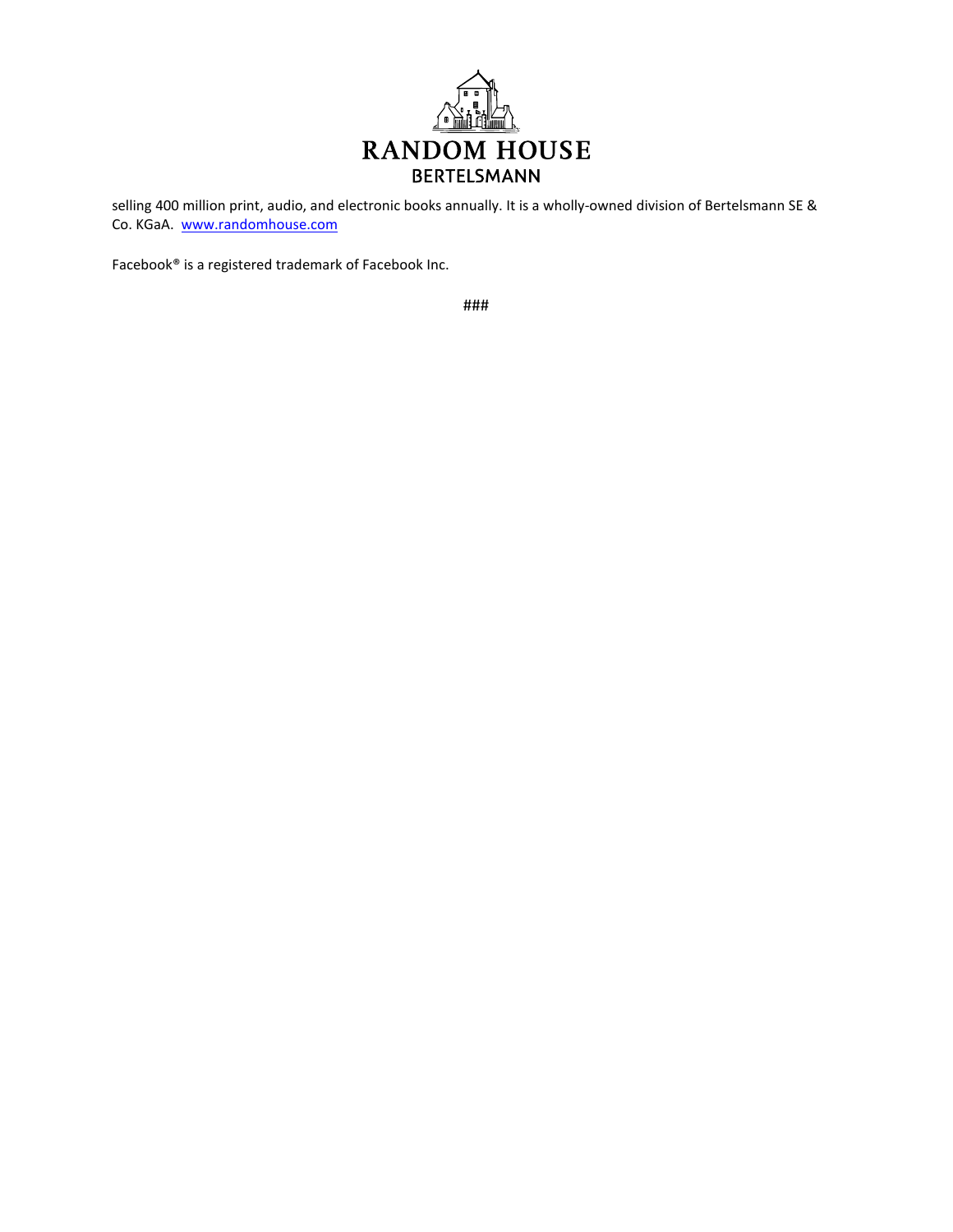RANDOM HOUSE
BERTELSMANN

selling 400 million print, audio, and electronic books annually. It is a wholly-owned division of Bertelsmann SE & Co. KGaA. [www.randomhouse.com](http://www.randomhouse.com)

Facebook® is a registered trademark of Facebook Inc.

###